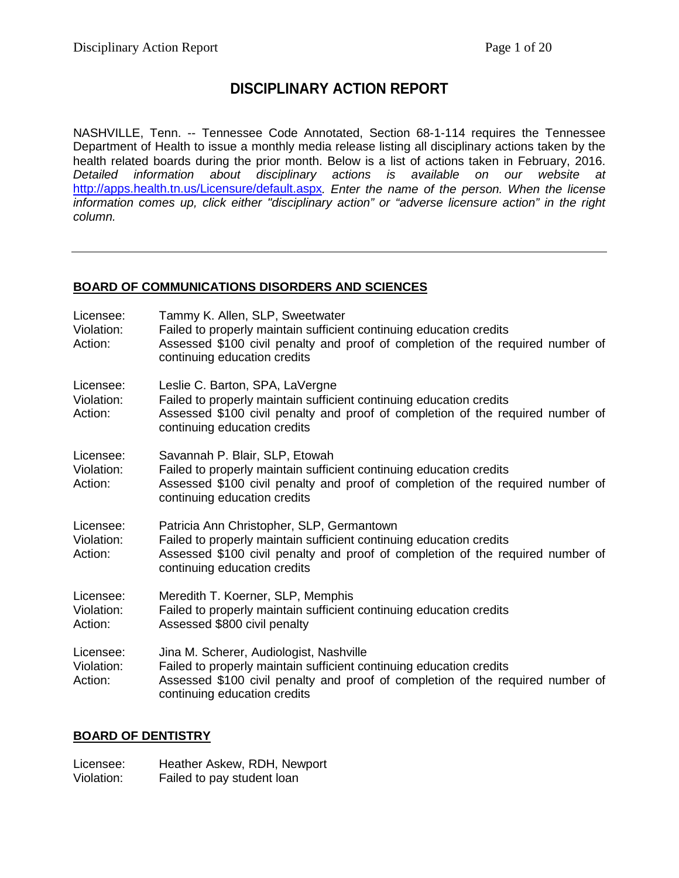# DISCIPLINARY ACTION REPORT

NASHVILLE, Tenn. -- Tennessee Code Annotated, Section 68-1-114 requires the Tennessee Department of Health to issue a monthly media release listing all disciplinary actions taken by the health related boards during the prior month. Below is a list of actions taken in February, 2016. *Detailed information about disciplinary actions is available on our website at* [http://apps.health.tn.us/Licensure/default.aspx](http://apps.health.tn.us/Licensure/default.aspx)*. Enter the name of the person. When the license information comes up, click either "disciplinary action" or "adverse licensure action" in the right column.*

---

## BOARD OF COMMUNICATIONS DISORDERS AND SCIENCES

Licensee: Tammy K. Allen, SLP, Sweetwater
Violation: Failed to properly maintain sufficient continuing education credits
Action: Assessed $100 civil penalty and proof of completion of the required number of continuing education credits

Licensee: Leslie C. Barton, SPA, LaVergne
Violation: Failed to properly maintain sufficient continuing education credits
Action: Assessed $100 civil penalty and proof of completion of the required number of continuing education credits

Licensee: Savannah P. Blair, SLP, Etowah
Violation: Failed to properly maintain sufficient continuing education credits
Action: Assessed $100 civil penalty and proof of completion of the required number of continuing education credits

Licensee: Patricia Ann Christopher, SLP, Germantown
Violation: Failed to properly maintain sufficient continuing education credits
Action: Assessed $100 civil penalty and proof of completion of the required number of continuing education credits

Licensee: Meredith T. Koerner, SLP, Memphis
Violation: Failed to properly maintain sufficient continuing education credits
Action: Assessed $800 civil penalty

Licensee: Jina M. Scherer, Audiologist, Nashville
Violation: Failed to properly maintain sufficient continuing education credits
Action: Assessed $100 civil penalty and proof of completion of the required number of continuing education credits

## BOARD OF DENTISTRY

Licensee: Heather Askew, RDH, Newport
Violation: Failed to pay student loan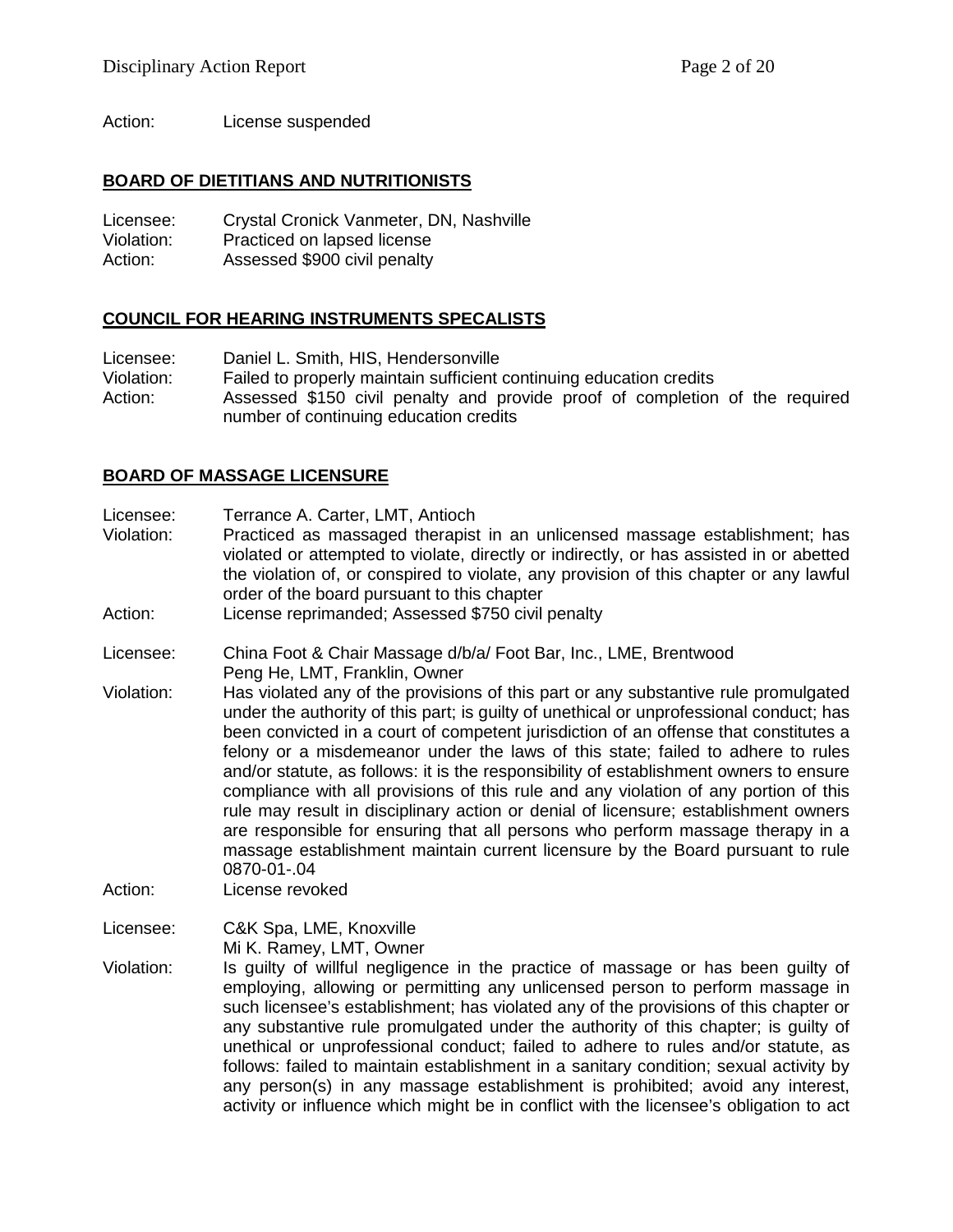Action: License suspended

## BOARD OF DIETITIANS AND NUTRITIONISTS

Licensee: Crystal Cronick Vanmeter, DN, Nashville
Violation: Practiced on lapsed license
Action: Assessed $900 civil penalty

## COUNCIL FOR HEARING INSTRUMENTS SPECALISTS

Licensee: Daniel L. Smith, HIS, Hendersonville
Violation: Failed to properly maintain sufficient continuing education credits
Action: Assessed $150 civil penalty and provide proof of completion of the required number of continuing education credits

## BOARD OF MASSAGE LICENSURE

Licensee: Terrance A. Carter, LMT, Antioch
Violation: Practiced as massaged therapist in an unlicensed massage establishment; has violated or attempted to violate, directly or indirectly, or has assisted in or abetted the violation of, or conspired to violate, any provision of this chapter or any lawful order of the board pursuant to this chapter
Action: License reprimanded; Assessed $750 civil penalty

Licensee: China Foot & Chair Massage d/b/a/ Foot Bar, Inc., LME, Brentwood
Peng He, LMT, Franklin, Owner
Violation: Has violated any of the provisions of this part or any substantive rule promulgated under the authority of this part; is guilty of unethical or unprofessional conduct; has been convicted in a court of competent jurisdiction of an offense that constitutes a felony or a misdemeanor under the laws of this state; failed to adhere to rules and/or statute, as follows: it is the responsibility of establishment owners to ensure compliance with all provisions of this rule and any violation of any portion of this rule may result in disciplinary action or denial of licensure; establishment owners are responsible for ensuring that all persons who perform massage therapy in a massage establishment maintain current licensure by the Board pursuant to rule 0870-01-.04
Action: License revoked

Licensee: C&K Spa, LME, Knoxville
Mi K. Ramey, LMT, Owner
Violation: Is guilty of willful negligence in the practice of massage or has been guilty of employing, allowing or permitting any unlicensed person to perform massage in such licensee's establishment; has violated any of the provisions of this chapter or any substantive rule promulgated under the authority of this chapter; is guilty of unethical or unprofessional conduct; failed to adhere to rules and/or statute, as follows: failed to maintain establishment in a sanitary condition; sexual activity by any person(s) in any massage establishment is prohibited; avoid any interest, activity or influence which might be in conflict with the licensee's obligation to act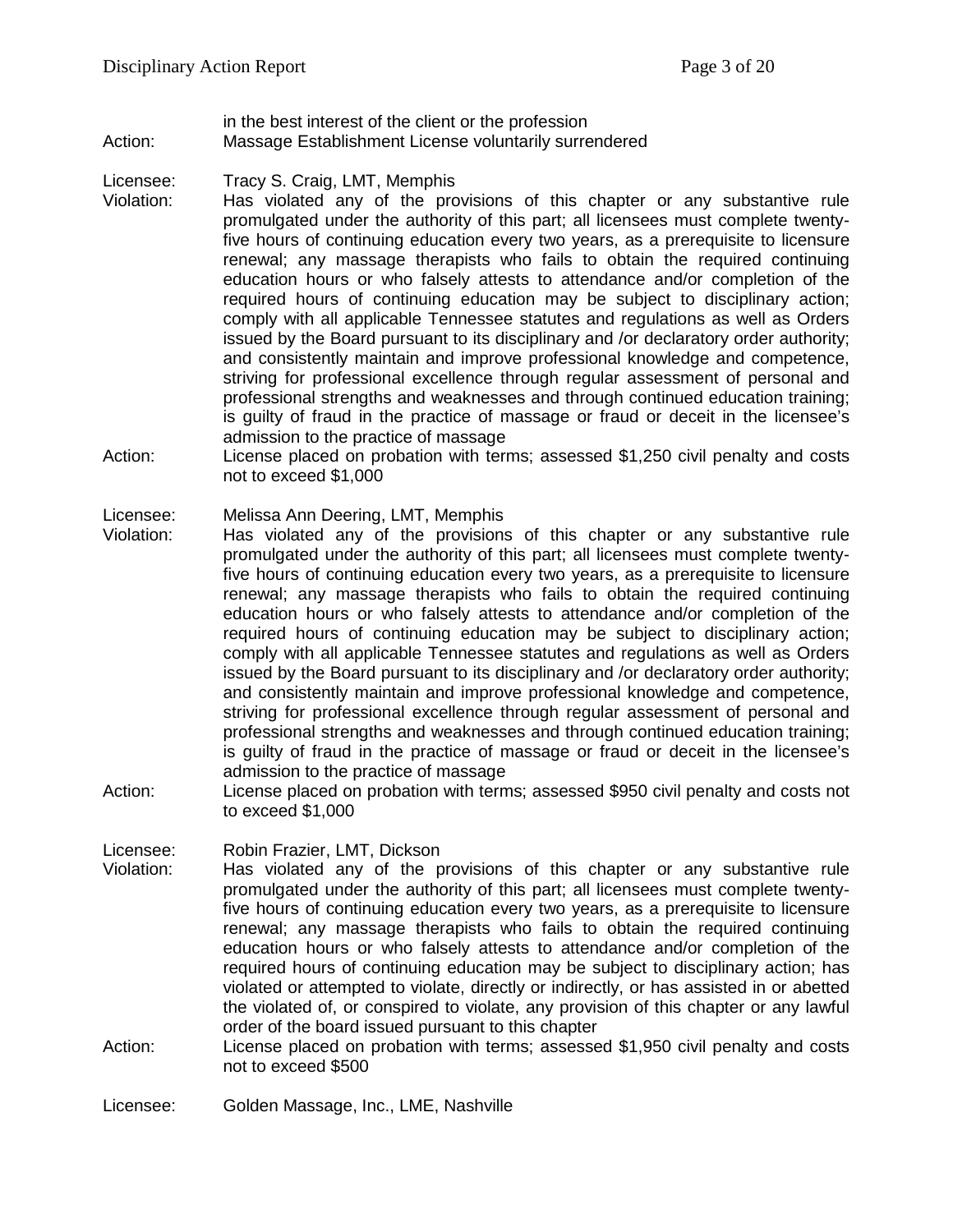in the best interest of the client or the profession

Action: Massage Establishment License voluntarily surrendered

Licensee: Tracy S. Craig, LMT, Memphis

Violation: Has violated any of the provisions of this chapter or any substantive rule promulgated under the authority of this part; all licensees must complete twenty-five hours of continuing education every two years, as a prerequisite to licensure renewal; any massage therapists who fails to obtain the required continuing education hours or who falsely attests to attendance and/or completion of the required hours of continuing education may be subject to disciplinary action; comply with all applicable Tennessee statutes and regulations as well as Orders issued by the Board pursuant to its disciplinary and /or declaratory order authority; and consistently maintain and improve professional knowledge and competence, striving for professional excellence through regular assessment of personal and professional strengths and weaknesses and through continued education training; is guilty of fraud in the practice of massage or fraud or deceit in the licensee's admission to the practice of massage

Action: License placed on probation with terms; assessed $1,250 civil penalty and costs not to exceed $1,000

Licensee: Melissa Ann Deering, LMT, Memphis

Violation: Has violated any of the provisions of this chapter or any substantive rule promulgated under the authority of this part; all licensees must complete twenty-five hours of continuing education every two years, as a prerequisite to licensure renewal; any massage therapists who fails to obtain the required continuing education hours or who falsely attests to attendance and/or completion of the required hours of continuing education may be subject to disciplinary action; comply with all applicable Tennessee statutes and regulations as well as Orders issued by the Board pursuant to its disciplinary and /or declaratory order authority; and consistently maintain and improve professional knowledge and competence, striving for professional excellence through regular assessment of personal and professional strengths and weaknesses and through continued education training; is guilty of fraud in the practice of massage or fraud or deceit in the licensee's admission to the practice of massage

Action: License placed on probation with terms; assessed $950 civil penalty and costs not to exceed $1,000

Licensee: Robin Frazier, LMT, Dickson

Violation: Has violated any of the provisions of this chapter or any substantive rule promulgated under the authority of this part; all licensees must complete twenty-five hours of continuing education every two years, as a prerequisite to licensure renewal; any massage therapists who fails to obtain the required continuing education hours or who falsely attests to attendance and/or completion of the required hours of continuing education may be subject to disciplinary action; has violated or attempted to violate, directly or indirectly, or has assisted in or abetted the violated of, or conspired to violate, any provision of this chapter or any lawful order of the board issued pursuant to this chapter

Action: License placed on probation with terms; assessed $1,950 civil penalty and costs not to exceed $500

Licensee: Golden Massage, Inc., LME, Nashville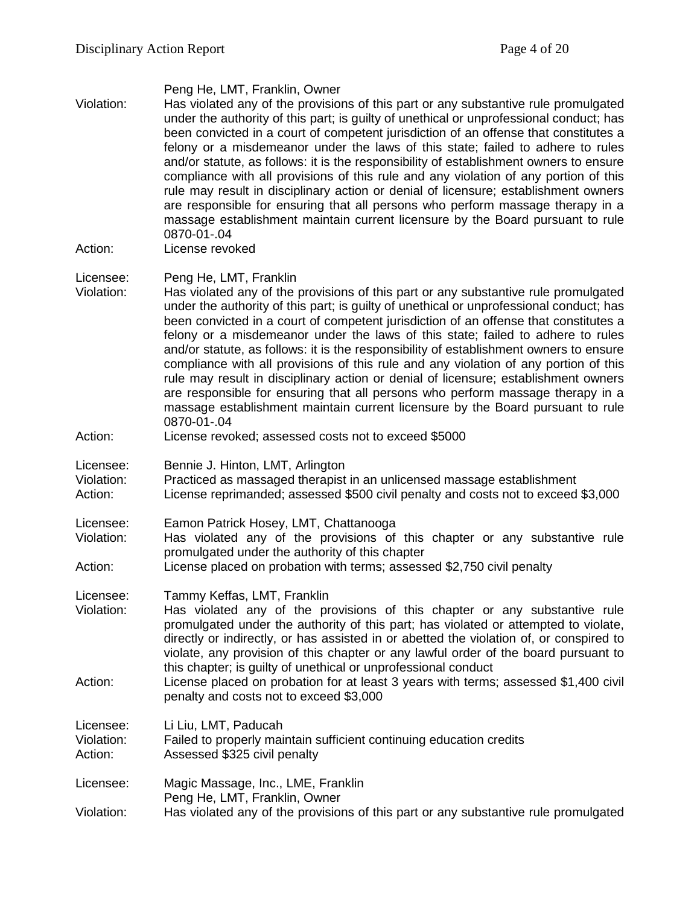Peng He, LMT, Franklin, Owner

Violation: Has violated any of the provisions of this part or any substantive rule promulgated under the authority of this part; is guilty of unethical or unprofessional conduct; has been convicted in a court of competent jurisdiction of an offense that constitutes a felony or a misdemeanor under the laws of this state; failed to adhere to rules and/or statute, as follows: it is the responsibility of establishment owners to ensure compliance with all provisions of this rule and any violation of any portion of this rule may result in disciplinary action or denial of licensure; establishment owners are responsible for ensuring that all persons who perform massage therapy in a massage establishment maintain current licensure by the Board pursuant to rule 0870-01-.04

Action: License revoked

Licensee: Peng He, LMT, Franklin

Violation: Has violated any of the provisions of this part or any substantive rule promulgated under the authority of this part; is guilty of unethical or unprofessional conduct; has been convicted in a court of competent jurisdiction of an offense that constitutes a felony or a misdemeanor under the laws of this state; failed to adhere to rules and/or statute, as follows: it is the responsibility of establishment owners to ensure compliance with all provisions of this rule and any violation of any portion of this rule may result in disciplinary action or denial of licensure; establishment owners are responsible for ensuring that all persons who perform massage therapy in a massage establishment maintain current licensure by the Board pursuant to rule 0870-01-.04

Action: License revoked; assessed costs not to exceed $5000

Licensee: Bennie J. Hinton, LMT, Arlington

Violation: Practiced as massaged therapist in an unlicensed massage establishment

Action: License reprimanded; assessed $500 civil penalty and costs not to exceed $3,000

Licensee: Eamon Patrick Hosey, LMT, Chattanooga

Violation: Has violated any of the provisions of this chapter or any substantive rule promulgated under the authority of this chapter

Action: License placed on probation with terms; assessed $2,750 civil penalty

Licensee: Tammy Keffas, LMT, Franklin

Violation: Has violated any of the provisions of this chapter or any substantive rule promulgated under the authority of this part; has violated or attempted to violate, directly or indirectly, or has assisted in or abetted the violation of, or conspired to violate, any provision of this chapter or any lawful order of the board pursuant to this chapter; is guilty of unethical or unprofessional conduct

Action: License placed on probation for at least 3 years with terms; assessed $1,400 civil penalty and costs not to exceed $3,000

Licensee: Li Liu, LMT, Paducah

Violation: Failed to properly maintain sufficient continuing education credits

Action: Assessed $325 civil penalty

Licensee: Magic Massage, Inc., LME, Franklin
Peng He, LMT, Franklin, Owner

Violation: Has violated any of the provisions of this part or any substantive rule promulgated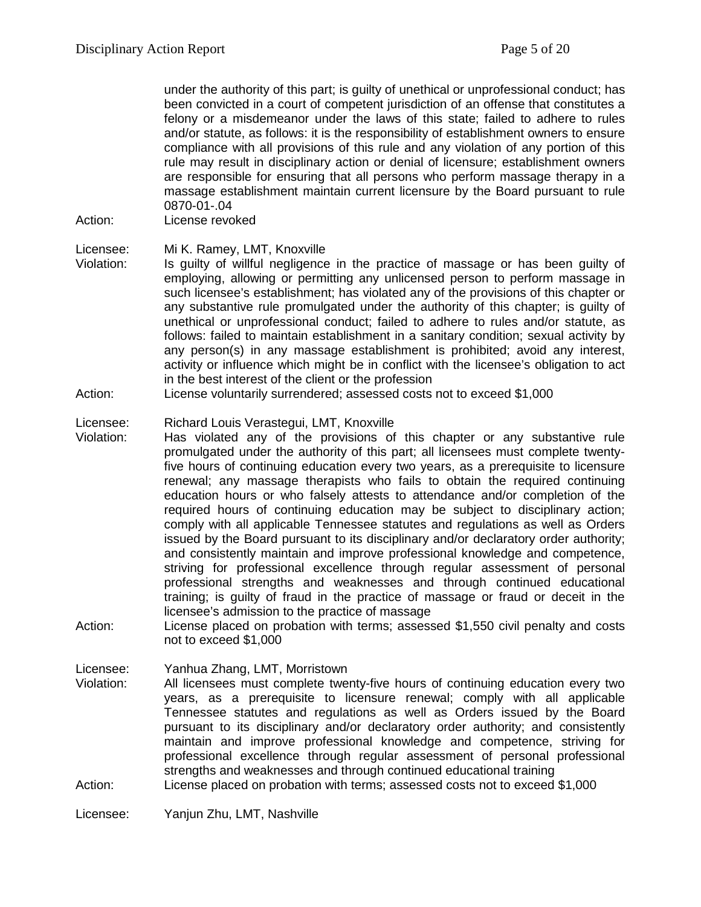under the authority of this part; is guilty of unethical or unprofessional conduct; has been convicted in a court of competent jurisdiction of an offense that constitutes a felony or a misdemeanor under the laws of this state; failed to adhere to rules and/or statute, as follows: it is the responsibility of establishment owners to ensure compliance with all provisions of this rule and any violation of any portion of this rule may result in disciplinary action or denial of licensure; establishment owners are responsible for ensuring that all persons who perform massage therapy in a massage establishment maintain current licensure by the Board pursuant to rule 0870-01-.04

Action: License revoked

Licensee: Mi K. Ramey, LMT, Knoxville

Violation: Is guilty of willful negligence in the practice of massage or has been guilty of employing, allowing or permitting any unlicensed person to perform massage in such licensee's establishment; has violated any of the provisions of this chapter or any substantive rule promulgated under the authority of this chapter; is guilty of unethical or unprofessional conduct; failed to adhere to rules and/or statute, as follows: failed to maintain establishment in a sanitary condition; sexual activity by any person(s) in any massage establishment is prohibited; avoid any interest, activity or influence which might be in conflict with the licensee's obligation to act in the best interest of the client or the profession

Action: License voluntarily surrendered; assessed costs not to exceed $1,000

Licensee: Richard Louis Verastegui, LMT, Knoxville

Violation: Has violated any of the provisions of this chapter or any substantive rule promulgated under the authority of this part; all licensees must complete twenty-five hours of continuing education every two years, as a prerequisite to licensure renewal; any massage therapists who fails to obtain the required continuing education hours or who falsely attests to attendance and/or completion of the required hours of continuing education may be subject to disciplinary action; comply with all applicable Tennessee statutes and regulations as well as Orders issued by the Board pursuant to its disciplinary and/or declaratory order authority; and consistently maintain and improve professional knowledge and competence, striving for professional excellence through regular assessment of personal professional strengths and weaknesses and through continued educational training; is guilty of fraud in the practice of massage or fraud or deceit in the licensee's admission to the practice of massage

Action: License placed on probation with terms; assessed $1,550 civil penalty and costs not to exceed $1,000

Licensee: Yanhua Zhang, LMT, Morristown

Violation: All licensees must complete twenty-five hours of continuing education every two years, as a prerequisite to licensure renewal; comply with all applicable Tennessee statutes and regulations as well as Orders issued by the Board pursuant to its disciplinary and/or declaratory order authority; and consistently maintain and improve professional knowledge and competence, striving for professional excellence through regular assessment of personal professional strengths and weaknesses and through continued educational training

Action: License placed on probation with terms; assessed costs not to exceed $1,000

Licensee: Yanjun Zhu, LMT, Nashville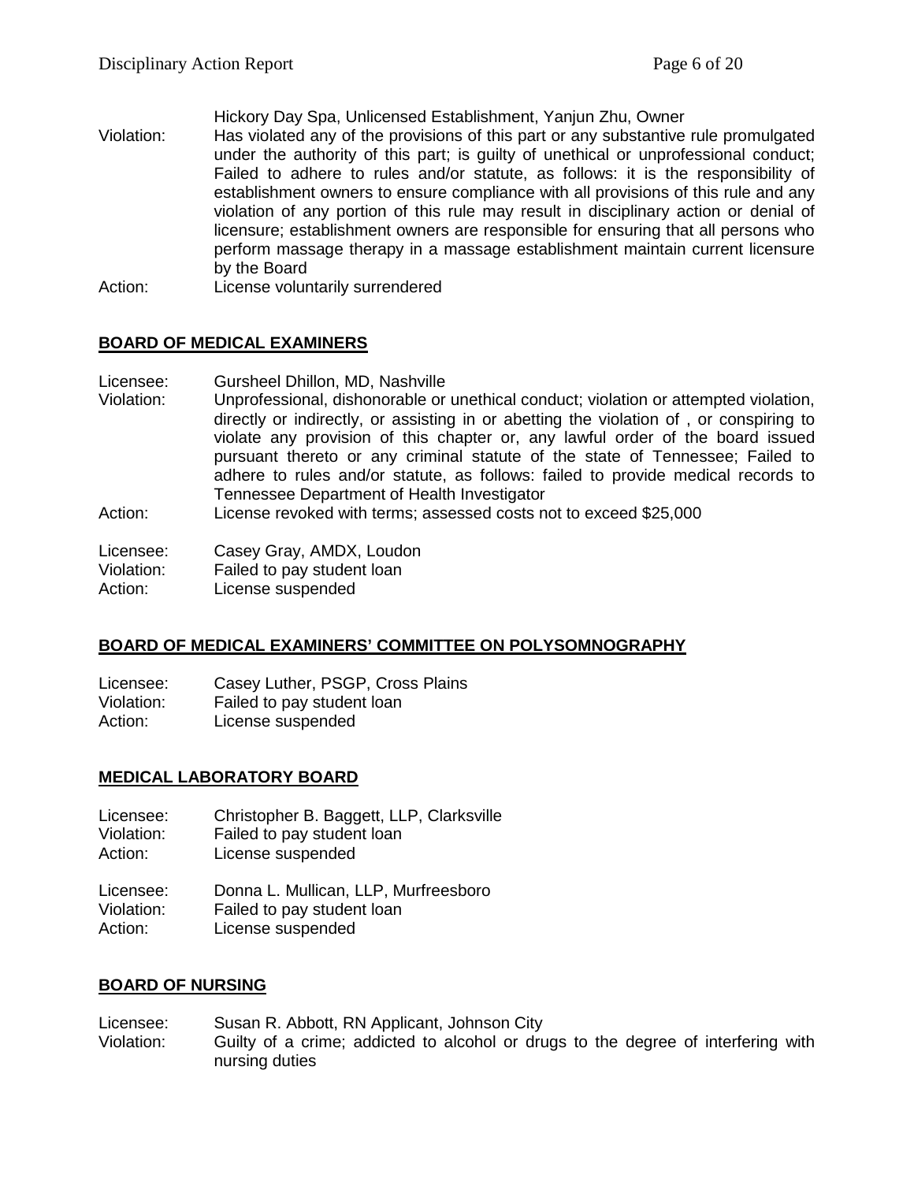Hickory Day Spa, Unlicensed Establishment, Yanjun Zhu, Owner

Violation: Has violated any of the provisions of this part or any substantive rule promulgated under the authority of this part; is guilty of unethical or unprofessional conduct; Failed to adhere to rules and/or statute, as follows: it is the responsibility of establishment owners to ensure compliance with all provisions of this rule and any violation of any portion of this rule may result in disciplinary action or denial of licensure; establishment owners are responsible for ensuring that all persons who perform massage therapy in a massage establishment maintain current licensure by the Board

Action: License voluntarily surrendered

## BOARD OF MEDICAL EXAMINERS

Licensee: Gursheel Dhillon, MD, Nashville

Violation: Unprofessional, dishonorable or unethical conduct; violation or attempted violation, directly or indirectly, or assisting in or abetting the violation of , or conspiring to violate any provision of this chapter or, any lawful order of the board issued pursuant thereto or any criminal statute of the state of Tennessee; Failed to adhere to rules and/or statute, as follows: failed to provide medical records to Tennessee Department of Health Investigator

Action: License revoked with terms; assessed costs not to exceed $25,000

Licensee: Casey Gray, AMDX, Loudon

Violation: Failed to pay student loan

Action: License suspended

## BOARD OF MEDICAL EXAMINERS' COMMITTEE ON POLYSOMNOGRAPHY

Licensee: Casey Luther, PSGP, Cross Plains

Violation: Failed to pay student loan

Action: License suspended

## MEDICAL LABORATORY BOARD

Licensee: Christopher B. Baggett, LLP, Clarksville

Violation: Failed to pay student loan

Action: License suspended

Licensee: Donna L. Mullican, LLP, Murfreesboro

Violation: Failed to pay student loan

Action: License suspended

## BOARD OF NURSING

Licensee: Susan R. Abbott, RN Applicant, Johnson City

Violation: Guilty of a crime; addicted to alcohol or drugs to the degree of interfering with nursing duties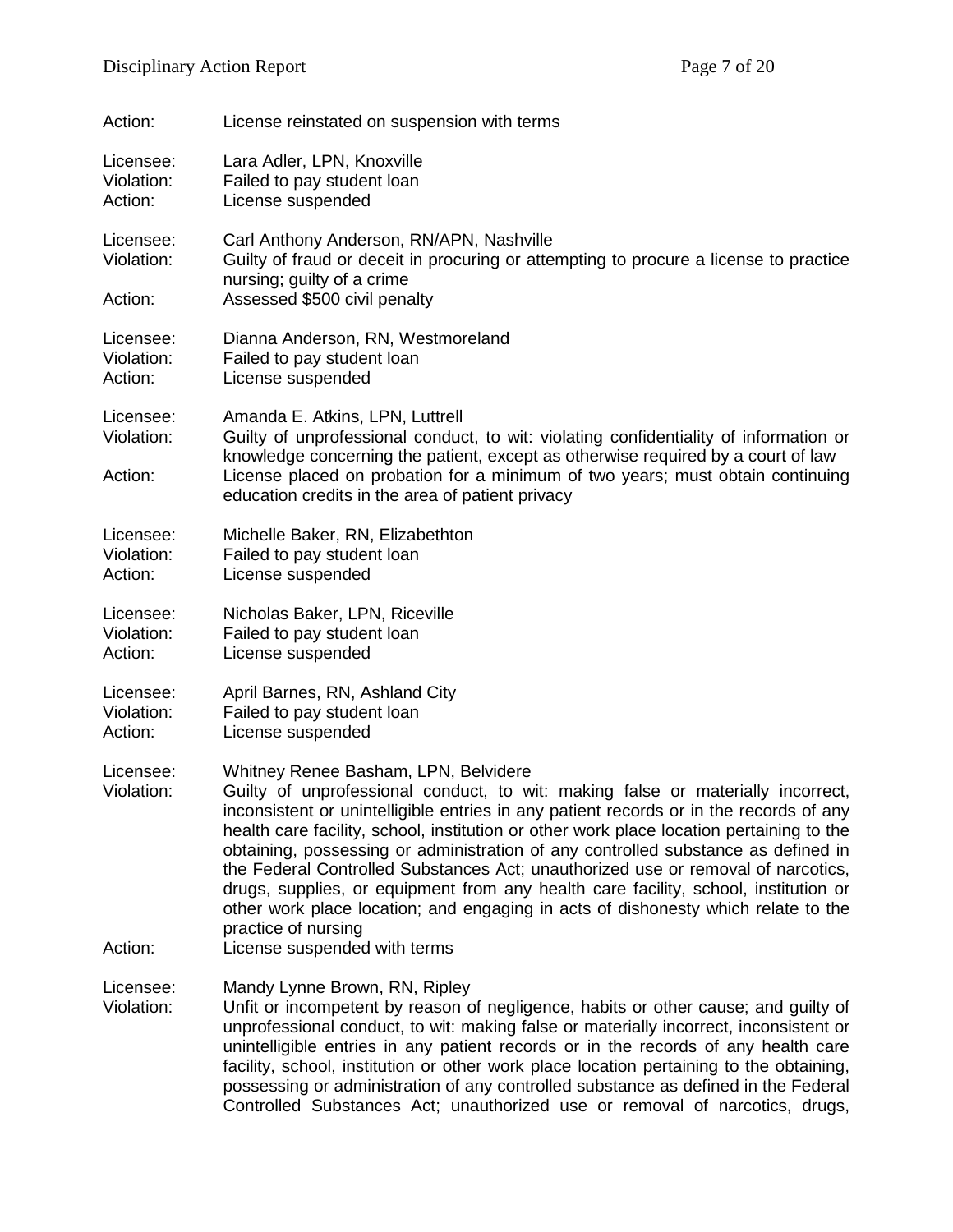Action: License reinstated on suspension with terms

Licensee: Lara Adler, LPN, Knoxville
Violation: Failed to pay student loan
Action: License suspended

Licensee: Carl Anthony Anderson, RN/APN, Nashville
Violation: Guilty of fraud or deceit in procuring or attempting to procure a license to practice nursing; guilty of a crime
Action: Assessed $500 civil penalty

Licensee: Dianna Anderson, RN, Westmoreland
Violation: Failed to pay student loan
Action: License suspended

Licensee: Amanda E. Atkins, LPN, Luttrell
Violation: Guilty of unprofessional conduct, to wit: violating confidentiality of information or knowledge concerning the patient, except as otherwise required by a court of law
Action: License placed on probation for a minimum of two years; must obtain continuing education credits in the area of patient privacy

Licensee: Michelle Baker, RN, Elizabethton
Violation: Failed to pay student loan
Action: License suspended

Licensee: Nicholas Baker, LPN, Riceville
Violation: Failed to pay student loan
Action: License suspended

Licensee: April Barnes, RN, Ashland City
Violation: Failed to pay student loan
Action: License suspended

Licensee: Whitney Renee Basham, LPN, Belvidere
Violation: Guilty of unprofessional conduct, to wit: making false or materially incorrect, inconsistent or unintelligible entries in any patient records or in the records of any health care facility, school, institution or other work place location pertaining to the obtaining, possessing or administration of any controlled substance as defined in the Federal Controlled Substances Act; unauthorized use or removal of narcotics, drugs, supplies, or equipment from any health care facility, school, institution or other work place location; and engaging in acts of dishonesty which relate to the practice of nursing
Action: License suspended with terms

Licensee: Mandy Lynne Brown, RN, Ripley
Violation: Unfit or incompetent by reason of negligence, habits or other cause; and guilty of unprofessional conduct, to wit: making false or materially incorrect, inconsistent or unintelligible entries in any patient records or in the records of any health care facility, school, institution or other work place location pertaining to the obtaining, possessing or administration of any controlled substance as defined in the Federal Controlled Substances Act; unauthorized use or removal of narcotics, drugs,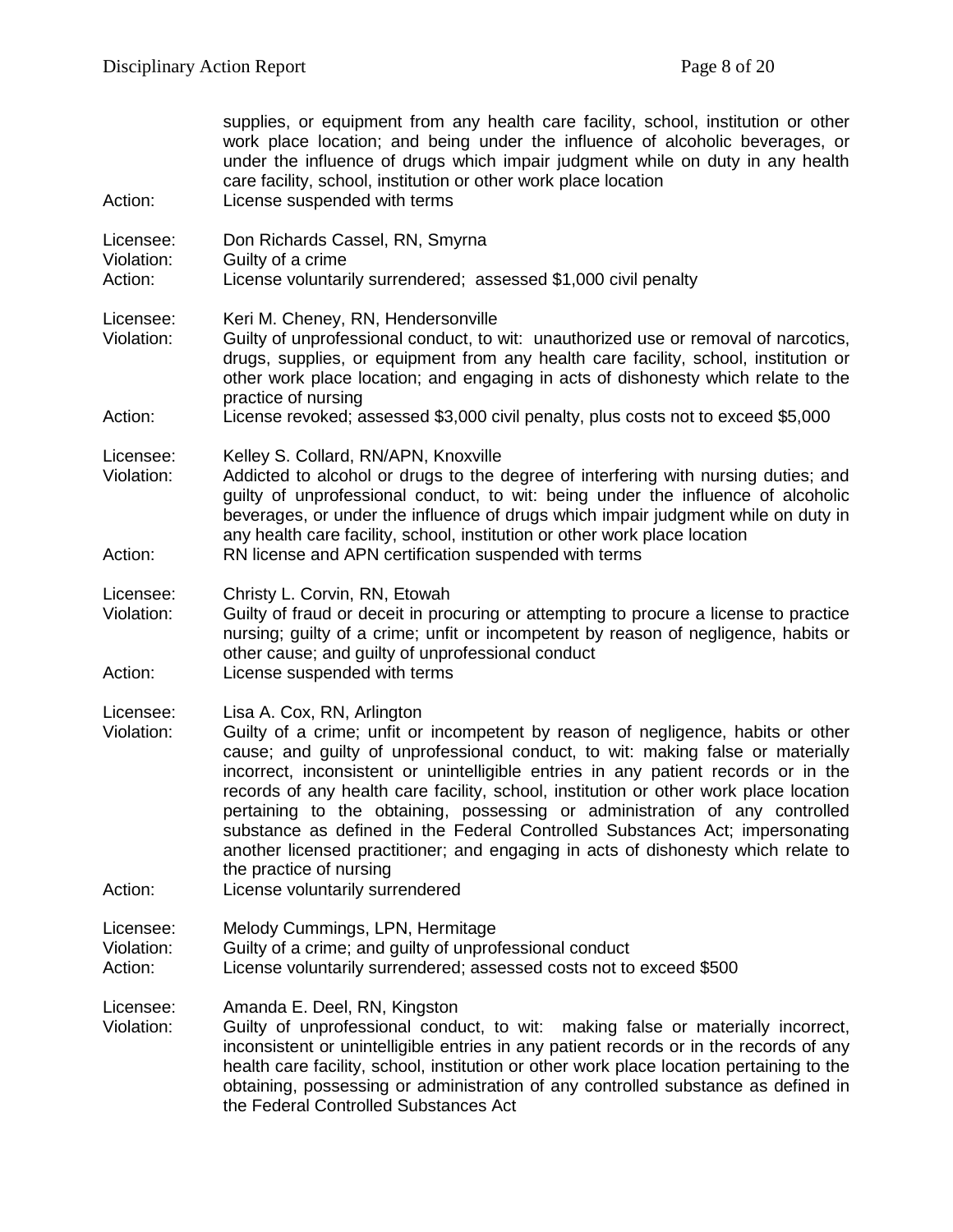supplies, or equipment from any health care facility, school, institution or other work place location; and being under the influence of alcoholic beverages, or under the influence of drugs which impair judgment while on duty in any health care facility, school, institution or other work place location

Action: License suspended with terms

Licensee: Don Richards Cassel, RN, Smyrna
Violation: Guilty of a crime
Action: License voluntarily surrendered; assessed $1,000 civil penalty

Licensee: Keri M. Cheney, RN, Hendersonville
Violation: Guilty of unprofessional conduct, to wit: unauthorized use or removal of narcotics, drugs, supplies, or equipment from any health care facility, school, institution or other work place location; and engaging in acts of dishonesty which relate to the practice of nursing
Action: License revoked; assessed $3,000 civil penalty, plus costs not to exceed $5,000

Licensee: Kelley S. Collard, RN/APN, Knoxville
Violation: Addicted to alcohol or drugs to the degree of interfering with nursing duties; and guilty of unprofessional conduct, to wit: being under the influence of alcoholic beverages, or under the influence of drugs which impair judgment while on duty in any health care facility, school, institution or other work place location
Action: RN license and APN certification suspended with terms

Licensee: Christy L. Corvin, RN, Etowah
Violation: Guilty of fraud or deceit in procuring or attempting to procure a license to practice nursing; guilty of a crime; unfit or incompetent by reason of negligence, habits or other cause; and guilty of unprofessional conduct
Action: License suspended with terms

Licensee: Lisa A. Cox, RN, Arlington
Violation: Guilty of a crime; unfit or incompetent by reason of negligence, habits or other cause; and guilty of unprofessional conduct, to wit: making false or materially incorrect, inconsistent or unintelligible entries in any patient records or in the records of any health care facility, school, institution or other work place location pertaining to the obtaining, possessing or administration of any controlled substance as defined in the Federal Controlled Substances Act; impersonating another licensed practitioner; and engaging in acts of dishonesty which relate to the practice of nursing
Action: License voluntarily surrendered

Licensee: Melody Cummings, LPN, Hermitage
Violation: Guilty of a crime; and guilty of unprofessional conduct
Action: License voluntarily surrendered; assessed costs not to exceed $500

Licensee: Amanda E. Deel, RN, Kingston
Violation: Guilty of unprofessional conduct, to wit: making false or materially incorrect, inconsistent or unintelligible entries in any patient records or in the records of any health care facility, school, institution or other work place location pertaining to the obtaining, possessing or administration of any controlled substance as defined in the Federal Controlled Substances Act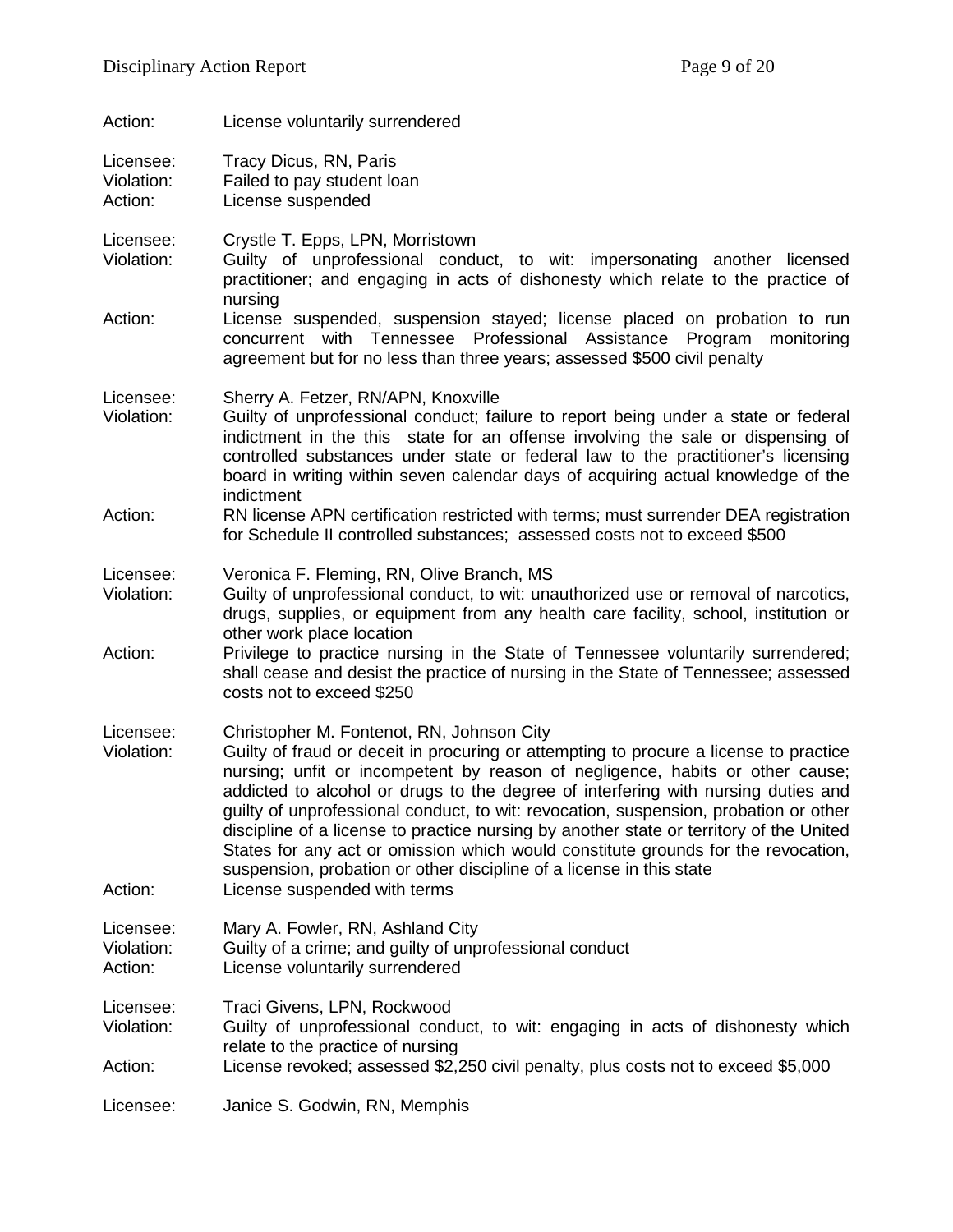Action: License voluntarily surrendered

Licensee: Tracy Dicus, RN, Paris
Violation: Failed to pay student loan
Action: License suspended

Licensee: Crystle T. Epps, LPN, Morristown
Violation: Guilty of unprofessional conduct, to wit: impersonating another licensed practitioner; and engaging in acts of dishonesty which relate to the practice of nursing
Action: License suspended, suspension stayed; license placed on probation to run concurrent with Tennessee Professional Assistance Program monitoring agreement but for no less than three years; assessed $500 civil penalty

Licensee: Sherry A. Fetzer, RN/APN, Knoxville
Violation: Guilty of unprofessional conduct; failure to report being under a state or federal indictment in the this state for an offense involving the sale or dispensing of controlled substances under state or federal law to the practitioner's licensing board in writing within seven calendar days of acquiring actual knowledge of the indictment
Action: RN license APN certification restricted with terms; must surrender DEA registration for Schedule II controlled substances; assessed costs not to exceed $500

Licensee: Veronica F. Fleming, RN, Olive Branch, MS
Violation: Guilty of unprofessional conduct, to wit: unauthorized use or removal of narcotics, drugs, supplies, or equipment from any health care facility, school, institution or other work place location
Action: Privilege to practice nursing in the State of Tennessee voluntarily surrendered; shall cease and desist the practice of nursing in the State of Tennessee; assessed costs not to exceed $250

Licensee: Christopher M. Fontenot, RN, Johnson City
Violation: Guilty of fraud or deceit in procuring or attempting to procure a license to practice nursing; unfit or incompetent by reason of negligence, habits or other cause; addicted to alcohol or drugs to the degree of interfering with nursing duties and guilty of unprofessional conduct, to wit: revocation, suspension, probation or other discipline of a license to practice nursing by another state or territory of the United States for any act or omission which would constitute grounds for the revocation, suspension, probation or other discipline of a license in this state
Action: License suspended with terms

Licensee: Mary A. Fowler, RN, Ashland City
Violation: Guilty of a crime; and guilty of unprofessional conduct
Action: License voluntarily surrendered

Licensee: Traci Givens, LPN, Rockwood
Violation: Guilty of unprofessional conduct, to wit: engaging in acts of dishonesty which relate to the practice of nursing
Action: License revoked; assessed $2,250 civil penalty, plus costs not to exceed $5,000

Licensee: Janice S. Godwin, RN, Memphis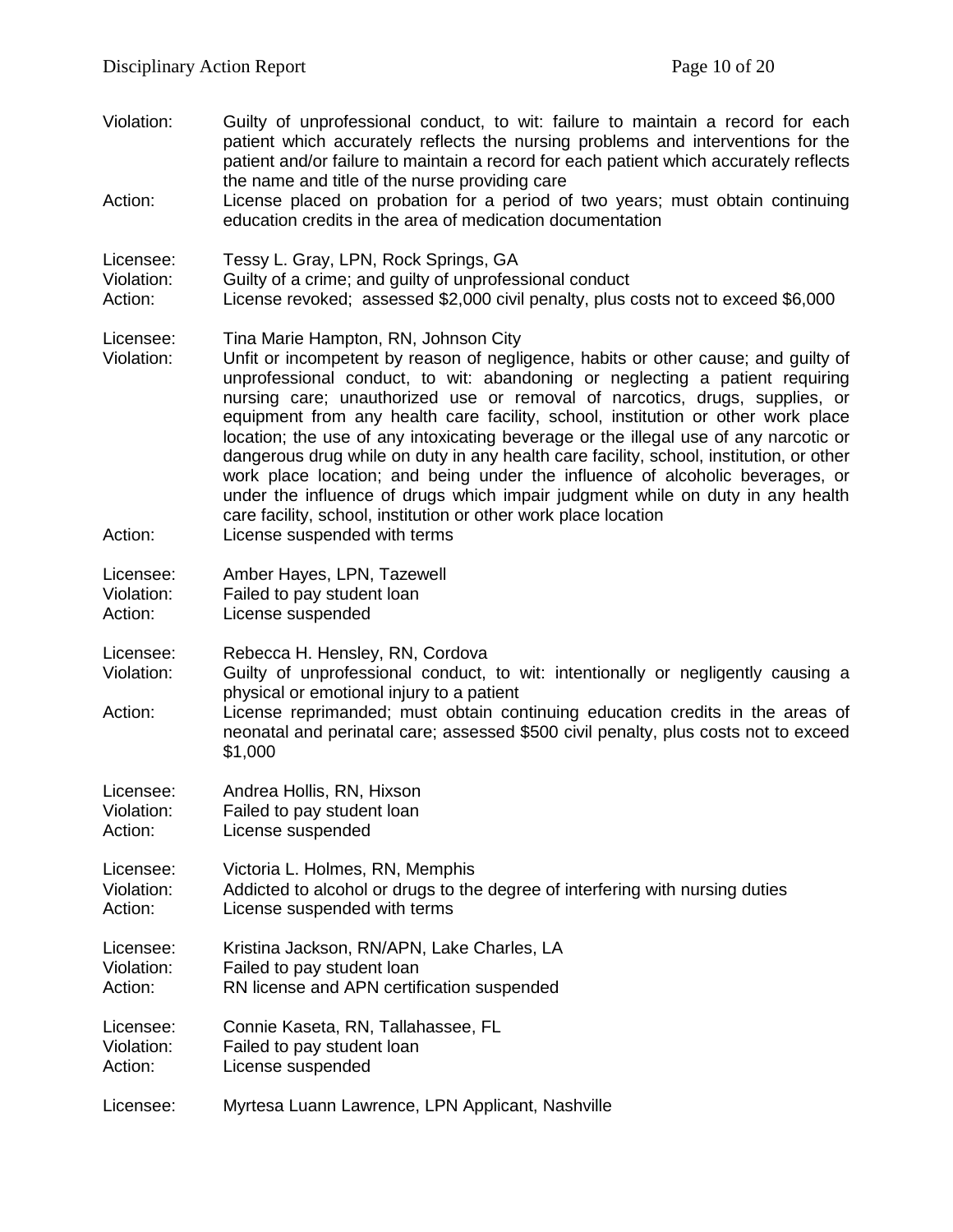Violation: Guilty of unprofessional conduct, to wit: failure to maintain a record for each patient which accurately reflects the nursing problems and interventions for the patient and/or failure to maintain a record for each patient which accurately reflects the name and title of the nurse providing care

Action: License placed on probation for a period of two years; must obtain continuing education credits in the area of medication documentation

Licensee: Tessy L. Gray, LPN, Rock Springs, GA
Violation: Guilty of a crime; and guilty of unprofessional conduct
Action: License revoked; assessed $2,000 civil penalty, plus costs not to exceed $6,000

Licensee: Tina Marie Hampton, RN, Johnson City
Violation: Unfit or incompetent by reason of negligence, habits or other cause; and guilty of unprofessional conduct, to wit: abandoning or neglecting a patient requiring nursing care; unauthorized use or removal of narcotics, drugs, supplies, or equipment from any health care facility, school, institution or other work place location; the use of any intoxicating beverage or the illegal use of any narcotic or dangerous drug while on duty in any health care facility, school, institution, or other work place location; and being under the influence of alcoholic beverages, or under the influence of drugs which impair judgment while on duty in any health care facility, school, institution or other work place location
Action: License suspended with terms

Licensee: Amber Hayes, LPN, Tazewell
Violation: Failed to pay student loan
Action: License suspended

Licensee: Rebecca H. Hensley, RN, Cordova
Violation: Guilty of unprofessional conduct, to wit: intentionally or negligently causing a physical or emotional injury to a patient
Action: License reprimanded; must obtain continuing education credits in the areas of neonatal and perinatal care; assessed $500 civil penalty, plus costs not to exceed $1,000

Licensee: Andrea Hollis, RN, Hixson
Violation: Failed to pay student loan
Action: License suspended

Licensee: Victoria L. Holmes, RN, Memphis
Violation: Addicted to alcohol or drugs to the degree of interfering with nursing duties
Action: License suspended with terms

Licensee: Kristina Jackson, RN/APN, Lake Charles, LA
Violation: Failed to pay student loan
Action: RN license and APN certification suspended

Licensee: Connie Kaseta, RN, Tallahassee, FL
Violation: Failed to pay student loan
Action: License suspended

Licensee: Myrtesa Luann Lawrence, LPN Applicant, Nashville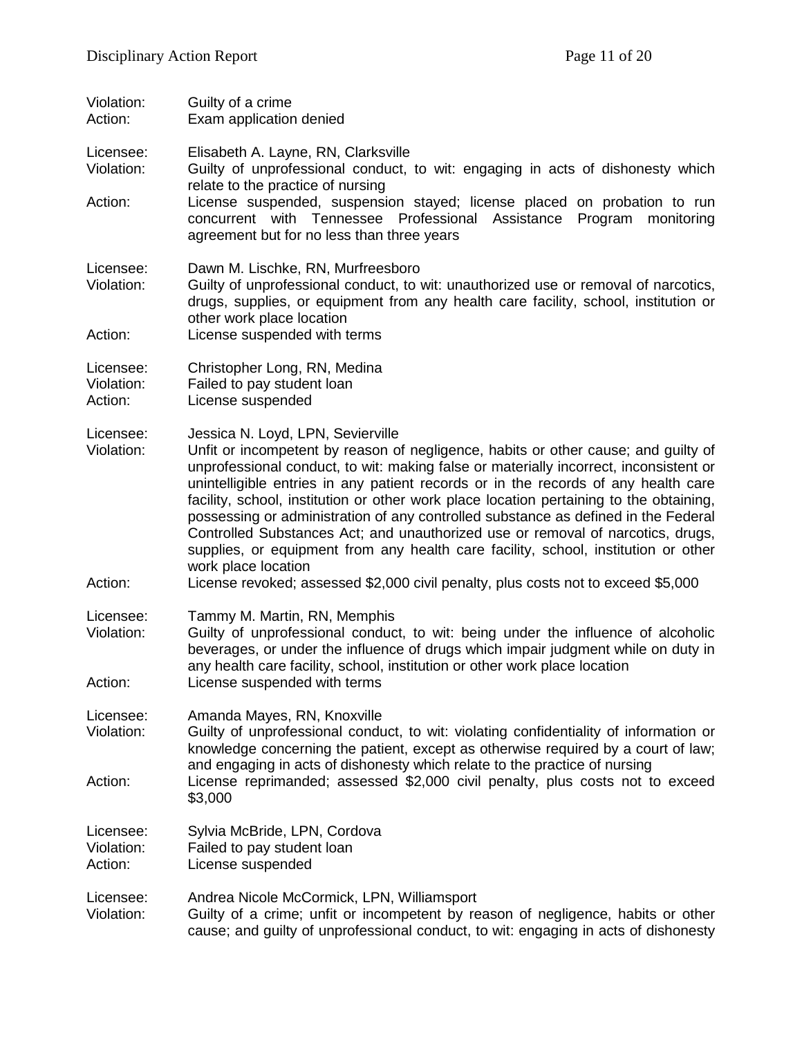Violation: Guilty of a crime
Action: Exam application denied

Licensee: Elisabeth A. Layne, RN, Clarksville
Violation: Guilty of unprofessional conduct, to wit: engaging in acts of dishonesty which relate to the practice of nursing
Action: License suspended, suspension stayed; license placed on probation to run concurrent with Tennessee Professional Assistance Program monitoring agreement but for no less than three years

Licensee: Dawn M. Lischke, RN, Murfreesboro
Violation: Guilty of unprofessional conduct, to wit: unauthorized use or removal of narcotics, drugs, supplies, or equipment from any health care facility, school, institution or other work place location
Action: License suspended with terms

Licensee: Christopher Long, RN, Medina
Violation: Failed to pay student loan
Action: License suspended

Licensee: Jessica N. Loyd, LPN, Sevierville
Violation: Unfit or incompetent by reason of negligence, habits or other cause; and guilty of unprofessional conduct, to wit: making false or materially incorrect, inconsistent or unintelligible entries in any patient records or in the records of any health care facility, school, institution or other work place location pertaining to the obtaining, possessing or administration of any controlled substance as defined in the Federal Controlled Substances Act; and unauthorized use or removal of narcotics, drugs, supplies, or equipment from any health care facility, school, institution or other work place location
Action: License revoked; assessed $2,000 civil penalty, plus costs not to exceed $5,000

Licensee: Tammy M. Martin, RN, Memphis
Violation: Guilty of unprofessional conduct, to wit: being under the influence of alcoholic beverages, or under the influence of drugs which impair judgment while on duty in any health care facility, school, institution or other work place location
Action: License suspended with terms

Licensee: Amanda Mayes, RN, Knoxville
Violation: Guilty of unprofessional conduct, to wit: violating confidentiality of information or knowledge concerning the patient, except as otherwise required by a court of law; and engaging in acts of dishonesty which relate to the practice of nursing
Action: License reprimanded; assessed $2,000 civil penalty, plus costs not to exceed $3,000

Licensee: Sylvia McBride, LPN, Cordova
Violation: Failed to pay student loan
Action: License suspended

Licensee: Andrea Nicole McCormick, LPN, Williamsport
Violation: Guilty of a crime; unfit or incompetent by reason of negligence, habits or other cause; and guilty of unprofessional conduct, to wit: engaging in acts of dishonesty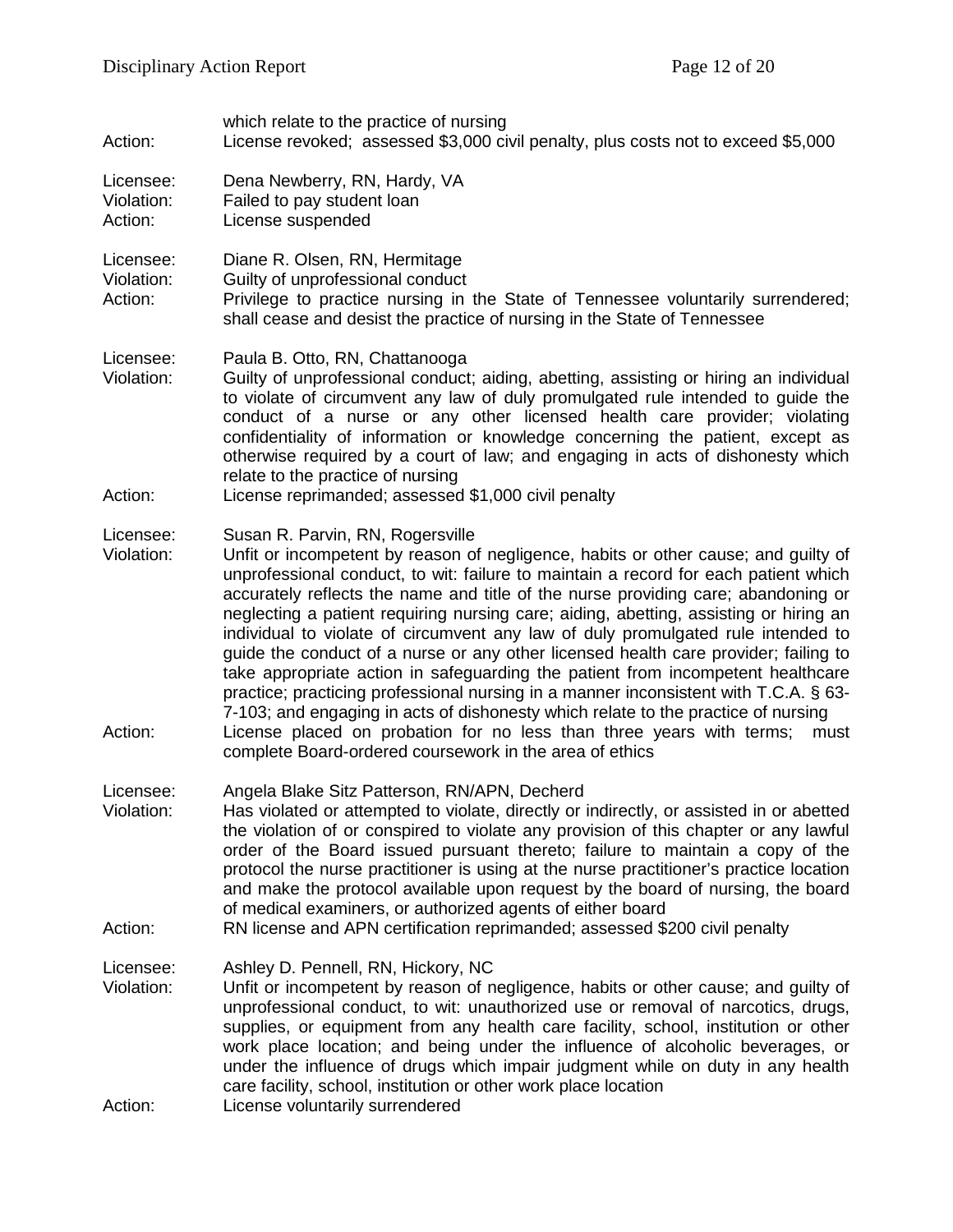which relate to the practice of nursing

Action: License revoked; assessed $3,000 civil penalty, plus costs not to exceed $5,000

Licensee: Dena Newberry, RN, Hardy, VA
Violation: Failed to pay student loan
Action: License suspended

Licensee: Diane R. Olsen, RN, Hermitage
Violation: Guilty of unprofessional conduct
Action: Privilege to practice nursing in the State of Tennessee voluntarily surrendered; shall cease and desist the practice of nursing in the State of Tennessee

Licensee: Paula B. Otto, RN, Chattanooga
Violation: Guilty of unprofessional conduct; aiding, abetting, assisting or hiring an individual to violate of circumvent any law of duly promulgated rule intended to guide the conduct of a nurse or any other licensed health care provider; violating confidentiality of information or knowledge concerning the patient, except as otherwise required by a court of law; and engaging in acts of dishonesty which relate to the practice of nursing
Action: License reprimanded; assessed $1,000 civil penalty

Licensee: Susan R. Parvin, RN, Rogersville
Violation: Unfit or incompetent by reason of negligence, habits or other cause; and guilty of unprofessional conduct, to wit: failure to maintain a record for each patient which accurately reflects the name and title of the nurse providing care; abandoning or neglecting a patient requiring nursing care; aiding, abetting, assisting or hiring an individual to violate of circumvent any law of duly promulgated rule intended to guide the conduct of a nurse or any other licensed health care provider; failing to take appropriate action in safeguarding the patient from incompetent healthcare practice; practicing professional nursing in a manner inconsistent with T.C.A. § 63-7-103; and engaging in acts of dishonesty which relate to the practice of nursing
Action: License placed on probation for no less than three years with terms; must complete Board-ordered coursework in the area of ethics

Licensee: Angela Blake Sitz Patterson, RN/APN, Decherd
Violation: Has violated or attempted to violate, directly or indirectly, or assisted in or abetted the violation of or conspired to violate any provision of this chapter or any lawful order of the Board issued pursuant thereto; failure to maintain a copy of the protocol the nurse practitioner is using at the nurse practitioner's practice location and make the protocol available upon request by the board of nursing, the board of medical examiners, or authorized agents of either board
Action: RN license and APN certification reprimanded; assessed $200 civil penalty

Licensee: Ashley D. Pennell, RN, Hickory, NC
Violation: Unfit or incompetent by reason of negligence, habits or other cause; and guilty of unprofessional conduct, to wit: unauthorized use or removal of narcotics, drugs, supplies, or equipment from any health care facility, school, institution or other work place location; and being under the influence of alcoholic beverages, or under the influence of drugs which impair judgment while on duty in any health care facility, school, institution or other work place location
Action: License voluntarily surrendered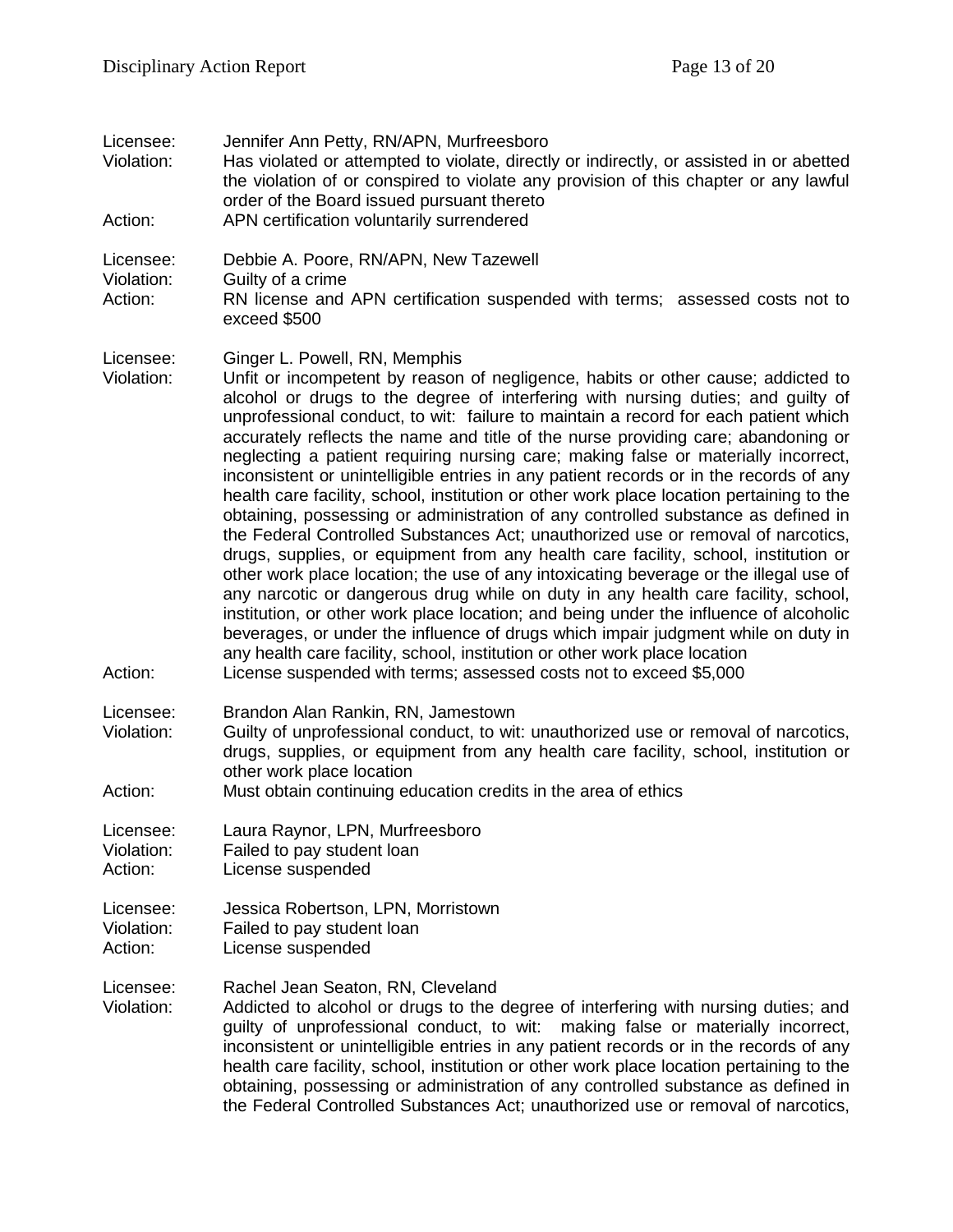Licensee: Jennifer Ann Petty, RN/APN, Murfreesboro
Violation: Has violated or attempted to violate, directly or indirectly, or assisted in or abetted the violation of or conspired to violate any provision of this chapter or any lawful order of the Board issued pursuant thereto
Action: APN certification voluntarily surrendered

Licensee: Debbie A. Poore, RN/APN, New Tazewell
Violation: Guilty of a crime
Action: RN license and APN certification suspended with terms; assessed costs not to exceed $500

Licensee: Ginger L. Powell, RN, Memphis
Violation: Unfit or incompetent by reason of negligence, habits or other cause; addicted to alcohol or drugs to the degree of interfering with nursing duties; and guilty of unprofessional conduct, to wit: failure to maintain a record for each patient which accurately reflects the name and title of the nurse providing care; abandoning or neglecting a patient requiring nursing care; making false or materially incorrect, inconsistent or unintelligible entries in any patient records or in the records of any health care facility, school, institution or other work place location pertaining to the obtaining, possessing or administration of any controlled substance as defined in the Federal Controlled Substances Act; unauthorized use or removal of narcotics, drugs, supplies, or equipment from any health care facility, school, institution or other work place location; the use of any intoxicating beverage or the illegal use of any narcotic or dangerous drug while on duty in any health care facility, school, institution, or other work place location; and being under the influence of alcoholic beverages, or under the influence of drugs which impair judgment while on duty in any health care facility, school, institution or other work place location
Action: License suspended with terms; assessed costs not to exceed $5,000

Licensee: Brandon Alan Rankin, RN, Jamestown
Violation: Guilty of unprofessional conduct, to wit: unauthorized use or removal of narcotics, drugs, supplies, or equipment from any health care facility, school, institution or other work place location
Action: Must obtain continuing education credits in the area of ethics

Licensee: Laura Raynor, LPN, Murfreesboro
Violation: Failed to pay student loan
Action: License suspended

Licensee: Jessica Robertson, LPN, Morristown
Violation: Failed to pay student loan
Action: License suspended

Licensee: Rachel Jean Seaton, RN, Cleveland
Violation: Addicted to alcohol or drugs to the degree of interfering with nursing duties; and guilty of unprofessional conduct, to wit: making false or materially incorrect, inconsistent or unintelligible entries in any patient records or in the records of any health care facility, school, institution or other work place location pertaining to the obtaining, possessing or administration of any controlled substance as defined in the Federal Controlled Substances Act; unauthorized use or removal of narcotics,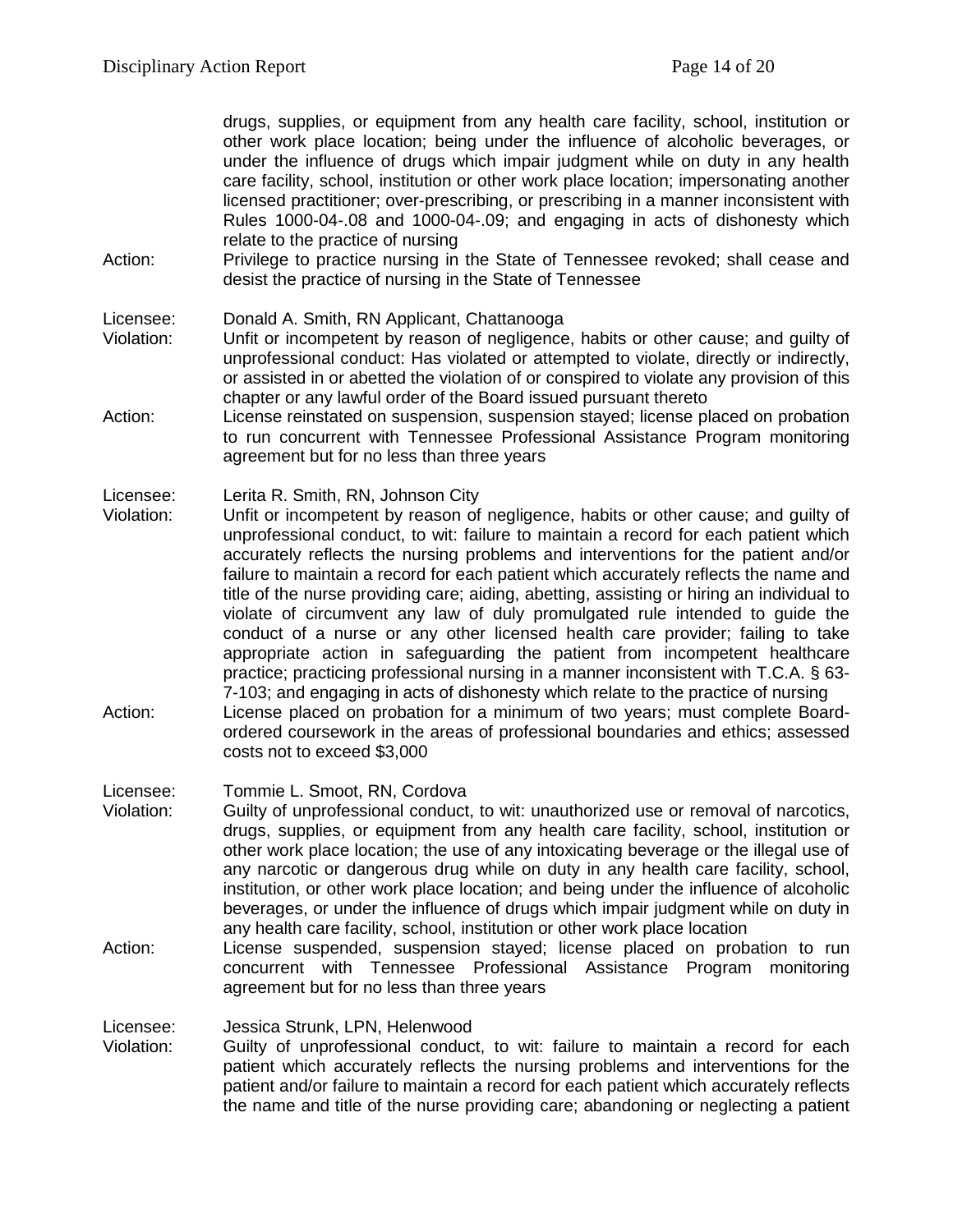drugs, supplies, or equipment from any health care facility, school, institution or other work place location; being under the influence of alcoholic beverages, or under the influence of drugs which impair judgment while on duty in any health care facility, school, institution or other work place location; impersonating another licensed practitioner; over-prescribing, or prescribing in a manner inconsistent with Rules 1000-04-.08 and 1000-04-.09; and engaging in acts of dishonesty which relate to the practice of nursing

Action: Privilege to practice nursing in the State of Tennessee revoked; shall cease and desist the practice of nursing in the State of Tennessee

Licensee: Donald A. Smith, RN Applicant, Chattanooga

Violation: Unfit or incompetent by reason of negligence, habits or other cause; and guilty of unprofessional conduct: Has violated or attempted to violate, directly or indirectly, or assisted in or abetted the violation of or conspired to violate any provision of this chapter or any lawful order of the Board issued pursuant thereto

Action: License reinstated on suspension, suspension stayed; license placed on probation to run concurrent with Tennessee Professional Assistance Program monitoring agreement but for no less than three years

Licensee: Lerita R. Smith, RN, Johnson City

Violation: Unfit or incompetent by reason of negligence, habits or other cause; and guilty of unprofessional conduct, to wit: failure to maintain a record for each patient which accurately reflects the nursing problems and interventions for the patient and/or failure to maintain a record for each patient which accurately reflects the name and title of the nurse providing care; aiding, abetting, assisting or hiring an individual to violate of circumvent any law of duly promulgated rule intended to guide the conduct of a nurse or any other licensed health care provider; failing to take appropriate action in safeguarding the patient from incompetent healthcare practice; practicing professional nursing in a manner inconsistent with T.C.A. § 63-7-103; and engaging in acts of dishonesty which relate to the practice of nursing

Action: License placed on probation for a minimum of two years; must complete Board-ordered coursework in the areas of professional boundaries and ethics; assessed costs not to exceed $3,000

Licensee: Tommie L. Smoot, RN, Cordova

Violation: Guilty of unprofessional conduct, to wit: unauthorized use or removal of narcotics, drugs, supplies, or equipment from any health care facility, school, institution or other work place location; the use of any intoxicating beverage or the illegal use of any narcotic or dangerous drug while on duty in any health care facility, school, institution, or other work place location; and being under the influence of alcoholic beverages, or under the influence of drugs which impair judgment while on duty in any health care facility, school, institution or other work place location

Action: License suspended, suspension stayed; license placed on probation to run concurrent with Tennessee Professional Assistance Program monitoring agreement but for no less than three years

Licensee: Jessica Strunk, LPN, Helenwood

Violation: Guilty of unprofessional conduct, to wit: failure to maintain a record for each patient which accurately reflects the nursing problems and interventions for the patient and/or failure to maintain a record for each patient which accurately reflects the name and title of the nurse providing care; abandoning or neglecting a patient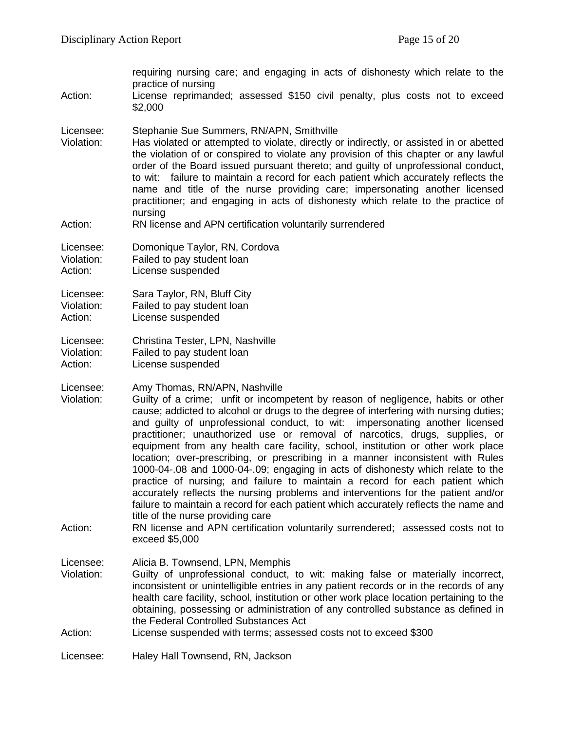requiring nursing care; and engaging in acts of dishonesty which relate to the practice of nursing

Action: License reprimanded; assessed $150 civil penalty, plus costs not to exceed $2,000

Licensee: Stephanie Sue Summers, RN/APN, Smithville

Violation: Has violated or attempted to violate, directly or indirectly, or assisted in or abetted the violation of or conspired to violate any provision of this chapter or any lawful order of the Board issued pursuant thereto; and guilty of unprofessional conduct, to wit: failure to maintain a record for each patient which accurately reflects the name and title of the nurse providing care; impersonating another licensed practitioner; and engaging in acts of dishonesty which relate to the practice of nursing

Action: RN license and APN certification voluntarily surrendered

Licensee: Domonique Taylor, RN, Cordova

Violation: Failed to pay student loan

Action: License suspended

Licensee: Sara Taylor, RN, Bluff City

Violation: Failed to pay student loan

Action: License suspended

Licensee: Christina Tester, LPN, Nashville

Violation: Failed to pay student loan

Action: License suspended

Licensee: Amy Thomas, RN/APN, Nashville

Violation: Guilty of a crime; unfit or incompetent by reason of negligence, habits or other cause; addicted to alcohol or drugs to the degree of interfering with nursing duties; and guilty of unprofessional conduct, to wit: impersonating another licensed practitioner; unauthorized use or removal of narcotics, drugs, supplies, or equipment from any health care facility, school, institution or other work place location; over-prescribing, or prescribing in a manner inconsistent with Rules 1000-04-.08 and 1000-04-.09; engaging in acts of dishonesty which relate to the practice of nursing; and failure to maintain a record for each patient which accurately reflects the nursing problems and interventions for the patient and/or failure to maintain a record for each patient which accurately reflects the name and title of the nurse providing care

Action: RN license and APN certification voluntarily surrendered; assessed costs not to exceed $5,000

Licensee: Alicia B. Townsend, LPN, Memphis

Violation: Guilty of unprofessional conduct, to wit: making false or materially incorrect, inconsistent or unintelligible entries in any patient records or in the records of any health care facility, school, institution or other work place location pertaining to the obtaining, possessing or administration of any controlled substance as defined in the Federal Controlled Substances Act

Action: License suspended with terms; assessed costs not to exceed $300

Licensee: Haley Hall Townsend, RN, Jackson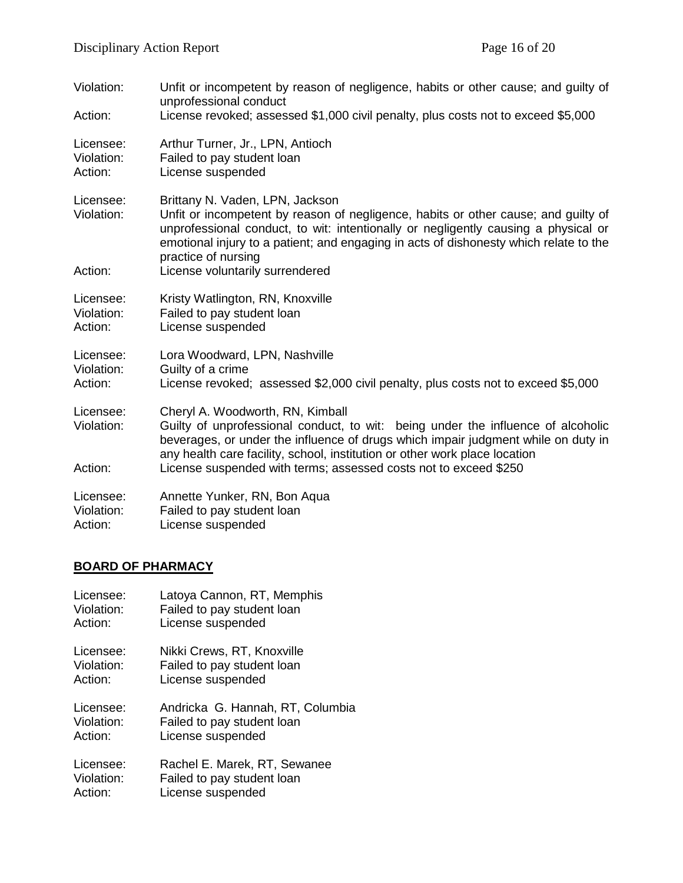Violation: Unfit or incompetent by reason of negligence, habits or other cause; and guilty of unprofessional conduct
Action: License revoked; assessed $1,000 civil penalty, plus costs not to exceed $5,000

Licensee: Arthur Turner, Jr., LPN, Antioch
Violation: Failed to pay student loan
Action: License suspended

Licensee: Brittany N. Vaden, LPN, Jackson
Violation: Unfit or incompetent by reason of negligence, habits or other cause; and guilty of unprofessional conduct, to wit: intentionally or negligently causing a physical or emotional injury to a patient; and engaging in acts of dishonesty which relate to the practice of nursing
Action: License voluntarily surrendered

Licensee: Kristy Watlington, RN, Knoxville
Violation: Failed to pay student loan
Action: License suspended

Licensee: Lora Woodward, LPN, Nashville
Violation: Guilty of a crime
Action: License revoked; assessed $2,000 civil penalty, plus costs not to exceed $5,000

Licensee: Cheryl A. Woodworth, RN, Kimball
Violation: Guilty of unprofessional conduct, to wit: being under the influence of alcoholic beverages, or under the influence of drugs which impair judgment while on duty in any health care facility, school, institution or other work place location
Action: License suspended with terms; assessed costs not to exceed $250

Licensee: Annette Yunker, RN, Bon Aqua
Violation: Failed to pay student loan
Action: License suspended

## BOARD OF PHARMACY

Licensee: Latoya Cannon, RT, Memphis
Violation: Failed to pay student loan
Action: License suspended

Licensee: Nikki Crews, RT, Knoxville
Violation: Failed to pay student loan
Action: License suspended

Licensee: Andricka G. Hannah, RT, Columbia
Violation: Failed to pay student loan
Action: License suspended

Licensee: Rachel E. Marek, RT, Sewanee
Violation: Failed to pay student loan
Action: License suspended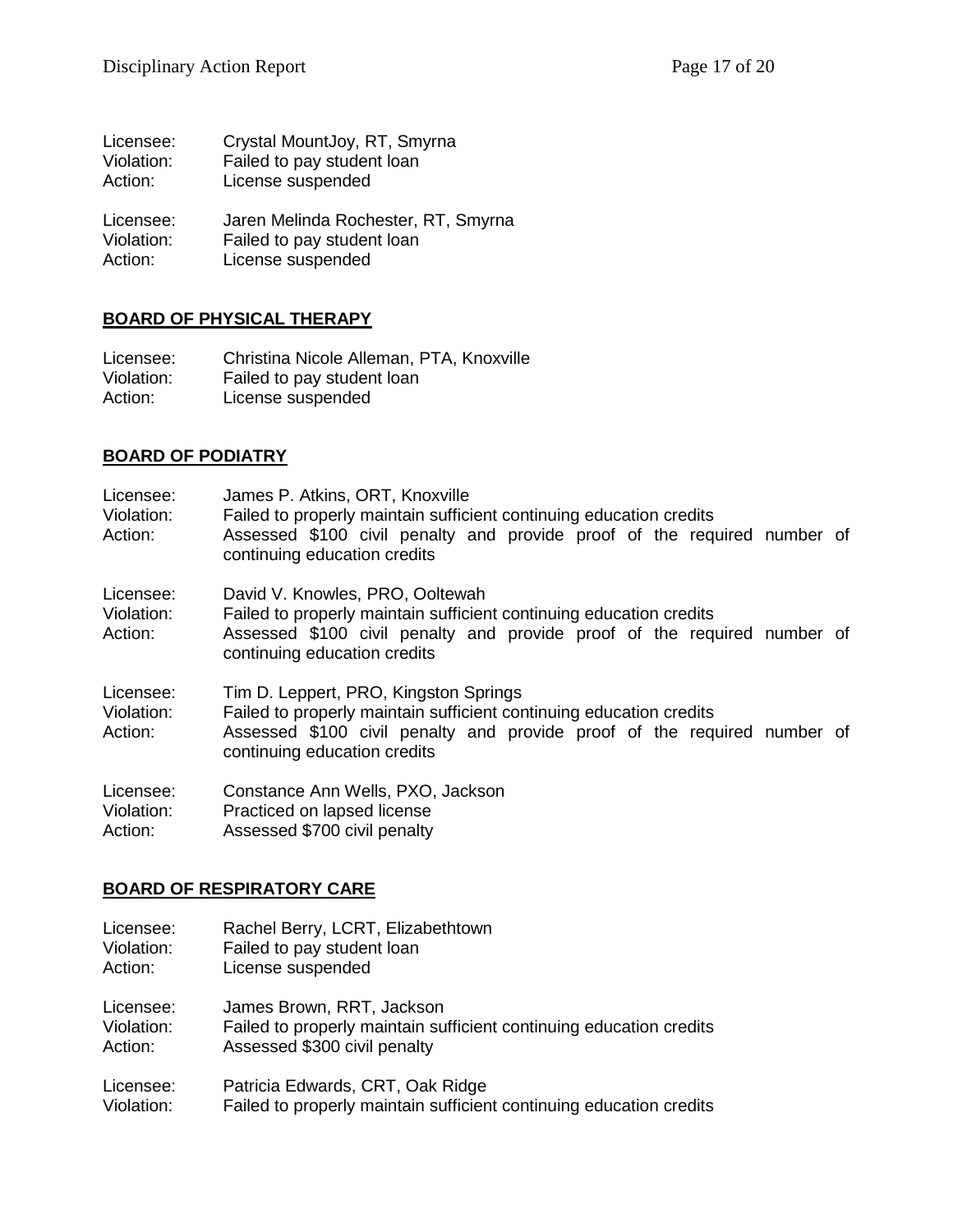Licensee: Crystal MountJoy, RT, Smyrna
Violation: Failed to pay student loan
Action: License suspended

Licensee: Jaren Melinda Rochester, RT, Smyrna
Violation: Failed to pay student loan
Action: License suspended

## BOARD OF PHYSICAL THERAPY

Licensee: Christina Nicole Alleman, PTA, Knoxville
Violation: Failed to pay student loan
Action: License suspended

## BOARD OF PODIATRY

Licensee: James P. Atkins, ORT, Knoxville
Violation: Failed to properly maintain sufficient continuing education credits
Action: Assessed $100 civil penalty and provide proof of the required number of continuing education credits

Licensee: David V. Knowles, PRO, Ooltewah
Violation: Failed to properly maintain sufficient continuing education credits
Action: Assessed $100 civil penalty and provide proof of the required number of continuing education credits

Licensee: Tim D. Leppert, PRO, Kingston Springs
Violation: Failed to properly maintain sufficient continuing education credits
Action: Assessed $100 civil penalty and provide proof of the required number of continuing education credits

Licensee: Constance Ann Wells, PXO, Jackson
Violation: Practiced on lapsed license
Action: Assessed $700 civil penalty

## BOARD OF RESPIRATORY CARE

Licensee: Rachel Berry, LCRT, Elizabethtown
Violation: Failed to pay student loan
Action: License suspended

Licensee: James Brown, RRT, Jackson
Violation: Failed to properly maintain sufficient continuing education credits
Action: Assessed $300 civil penalty

Licensee: Patricia Edwards, CRT, Oak Ridge
Violation: Failed to properly maintain sufficient continuing education credits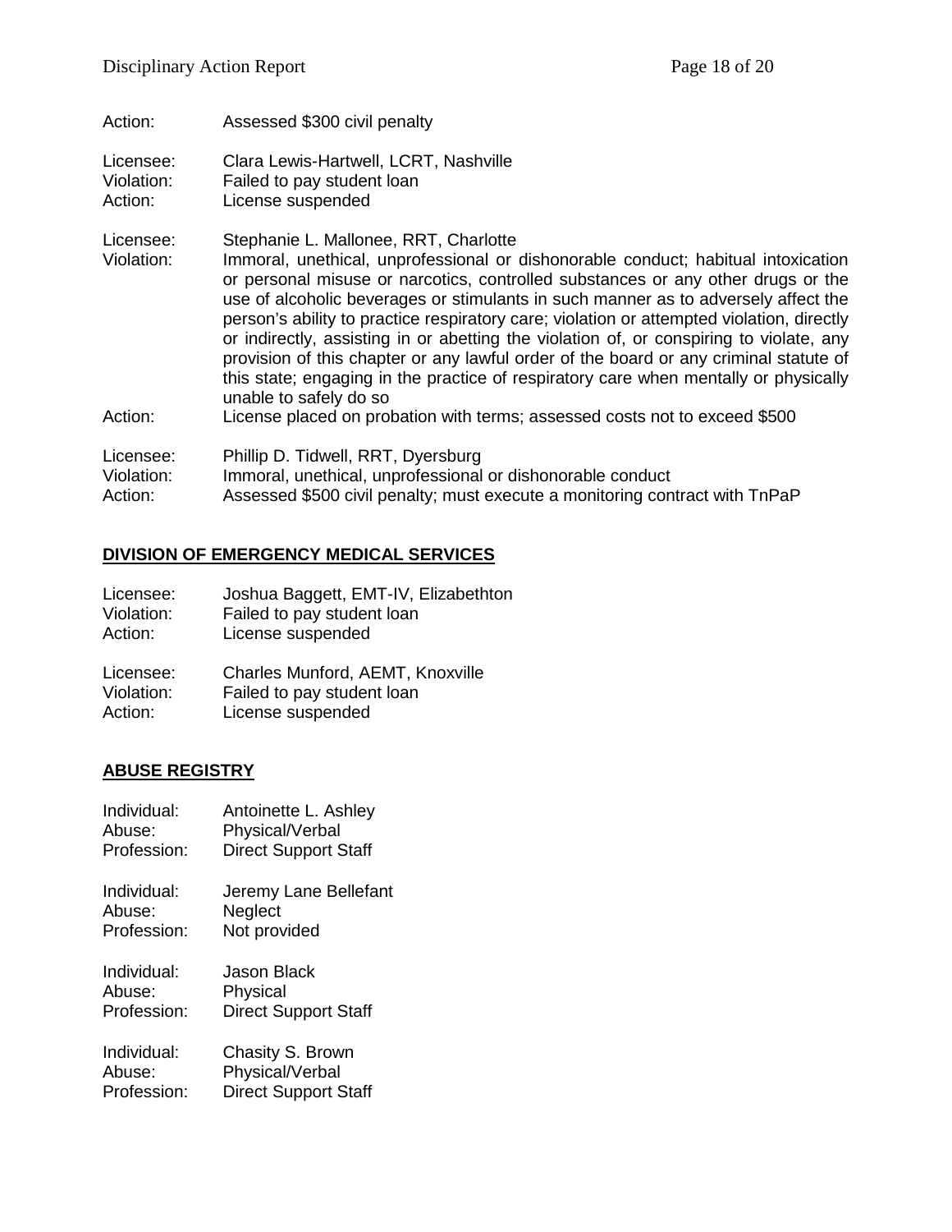Action: Assessed $300 civil penalty

Licensee: Clara Lewis-Hartwell, LCRT, Nashville
Violation: Failed to pay student loan
Action: License suspended

Licensee: Stephanie L. Mallonee, RRT, Charlotte
Violation: Immoral, unethical, unprofessional or dishonorable conduct; habitual intoxication or personal misuse or narcotics, controlled substances or any other drugs or the use of alcoholic beverages or stimulants in such manner as to adversely affect the person's ability to practice respiratory care; violation or attempted violation, directly or indirectly, assisting in or abetting the violation of, or conspiring to violate, any provision of this chapter or any lawful order of the board or any criminal statute of this state; engaging in the practice of respiratory care when mentally or physically unable to safely do so
Action: License placed on probation with terms; assessed costs not to exceed $500

Licensee: Phillip D. Tidwell, RRT, Dyersburg
Violation: Immoral, unethical, unprofessional or dishonorable conduct
Action: Assessed $500 civil penalty; must execute a monitoring contract with TnPaP

## DIVISION OF EMERGENCY MEDICAL SERVICES

Licensee: Joshua Baggett, EMT-IV, Elizabethton
Violation: Failed to pay student loan
Action: License suspended

Licensee: Charles Munford, AEMT, Knoxville
Violation: Failed to pay student loan
Action: License suspended

## ABUSE REGISTRY

Individual: Antoinette L. Ashley
Abuse: Physical/Verbal
Profession: Direct Support Staff

Individual: Jeremy Lane Bellefant
Abuse: Neglect
Profession: Not provided

Individual: Jason Black
Abuse: Physical
Profession: Direct Support Staff

Individual: Chasity S. Brown
Abuse: Physical/Verbal
Profession: Direct Support Staff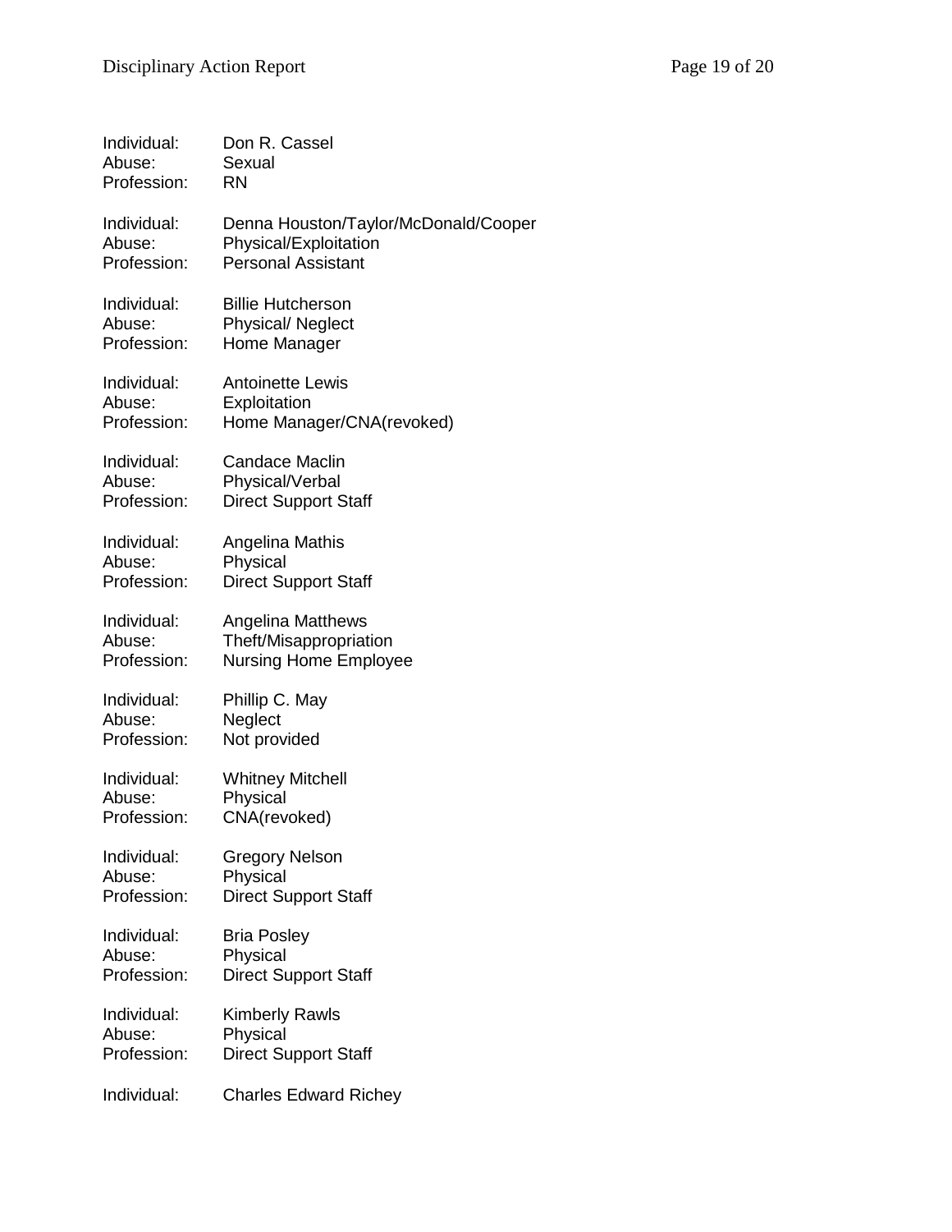Individual: Don R. Cassel
Abuse: Sexual
Profession: RN

Individual: Denna Houston/Taylor/McDonald/Cooper
Abuse: Physical/Exploitation
Profession: Personal Assistant

Individual: Billie Hutcherson
Abuse: Physical/ Neglect
Profession: Home Manager

Individual: Antoinette Lewis
Abuse: Exploitation
Profession: Home Manager/CNA(revoked)

Individual: Candace Maclin
Abuse: Physical/Verbal
Profession: Direct Support Staff

Individual: Angelina Mathis
Abuse: Physical
Profession: Direct Support Staff

Individual: Angelina Matthews
Abuse: Theft/Misappropriation
Profession: Nursing Home Employee

Individual: Phillip C. May
Abuse: Neglect
Profession: Not provided

Individual: Whitney Mitchell
Abuse: Physical
Profession: CNA(revoked)

Individual: Gregory Nelson
Abuse: Physical
Profession: Direct Support Staff

Individual: Bria Posley
Abuse: Physical
Profession: Direct Support Staff

Individual: Kimberly Rawls
Abuse: Physical
Profession: Direct Support Staff

Individual: Charles Edward Richey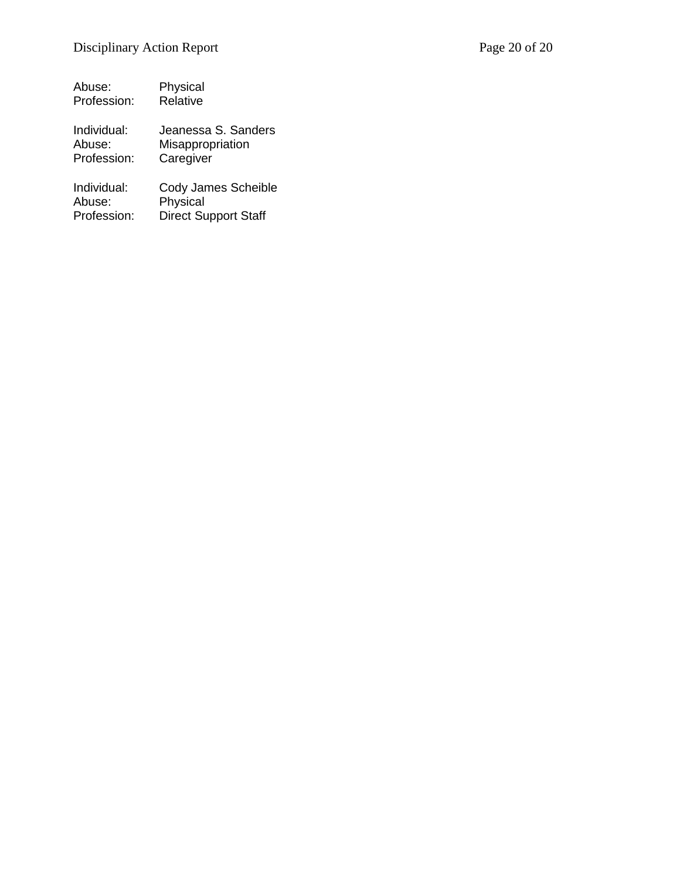Abuse: Physical
Profession: Relative

Individual: Jeanessa S. Sanders
Abuse: Misappropriation
Profession: Caregiver

Individual: Cody James Scheible
Abuse: Physical
Profession: Direct Support Staff